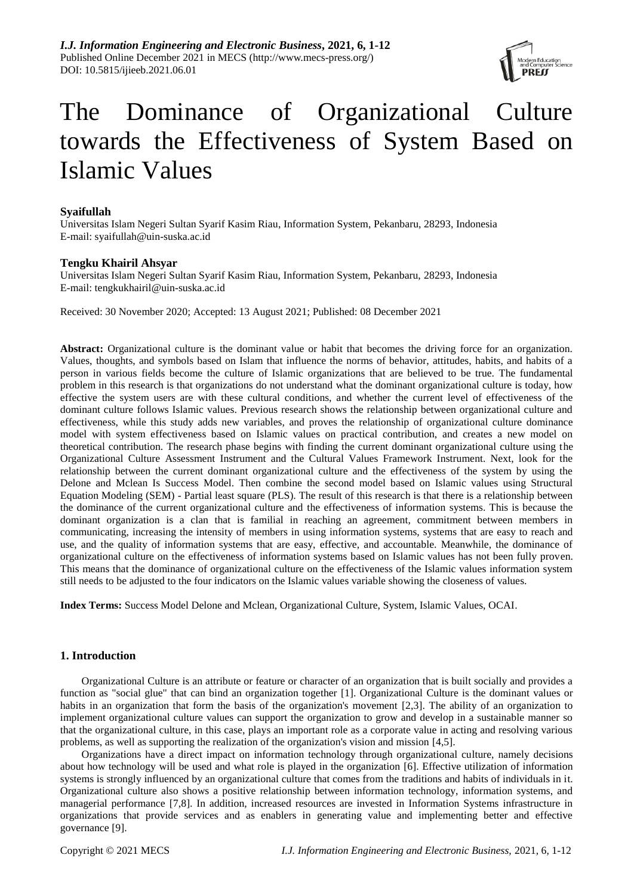# The Dominance of Organizational Culture towards the Effectiveness of System Based on Islamic Values

**Syaifullah**

Universitas Islam Negeri Sultan Syarif Kasim Riau, Information System, Pekanbaru, 28293, Indonesia
E-mail: syaifullah@uin-suska.ac.id

**Tengku Khairil Ahsyar**

Universitas Islam Negeri Sultan Syarif Kasim Riau, Information System, Pekanbaru, 28293, Indonesia
E-mail: tengkukhairil@uin-suska.ac.id

Received: 30 November 2020; Accepted: 13 August 2021; Published: 08 December 2021

**Abstract:** Organizational culture is the dominant value or habit that becomes the driving force for an organization. Values, thoughts, and symbols based on Islam that influence the norms of behavior, attitudes, habits, and habits of a person in various fields become the culture of Islamic organizations that are believed to be true. The fundamental problem in this research is that organizations do not understand what the dominant organizational culture is today, how effective the system users are with these cultural conditions, and whether the current level of effectiveness of the dominant culture follows Islamic values. Previous research shows the relationship between organizational culture and effectiveness, while this study adds new variables, and proves the relationship of organizational culture dominance model with system effectiveness based on Islamic values on practical contribution, and creates a new model on theoretical contribution. The research phase begins with finding the current dominant organizational culture using the Organizational Culture Assessment Instrument and the Cultural Values Framework Instrument. Next, look for the relationship between the current dominant organizational culture and the effectiveness of the system by using the Delone and Mclean Is Success Model. Then combine the second model based on Islamic values using Structural Equation Modeling (SEM) - Partial least square (PLS). The result of this research is that there is a relationship between the dominance of the current organizational culture and the effectiveness of information systems. This is because the dominant organization is a clan that is familial in reaching an agreement, commitment between members in communicating, increasing the intensity of members in using information systems, systems that are easy to reach and use, and the quality of information systems that are easy, effective, and accountable. Meanwhile, the dominance of organizational culture on the effectiveness of information systems based on Islamic values has not been fully proven. This means that the dominance of organizational culture on the effectiveness of the Islamic values information system still needs to be adjusted to the four indicators on the Islamic values variable showing the closeness of values.

**Index Terms:** Success Model Delone and Mclean, Organizational Culture, System, Islamic Values, OCAI.

## 1. Introduction

Organizational Culture is an attribute or feature or character of an organization that is built socially and provides a function as "social glue" that can bind an organization together [1]. Organizational Culture is the dominant values or habits in an organization that form the basis of the organization's movement [2,3]. The ability of an organization to implement organizational culture values can support the organization to grow and develop in a sustainable manner so that the organizational culture, in this case, plays an important role as a corporate value in acting and resolving various problems, as well as supporting the realization of the organization's vision and mission [4,5].

Organizations have a direct impact on information technology through organizational culture, namely decisions about how technology will be used and what role is played in the organization [6]. Effective utilization of information systems is strongly influenced by an organizational culture that comes from the traditions and habits of individuals in it. Organizational culture also shows a positive relationship between information technology, information systems, and managerial performance [7,8]. In addition, increased resources are invested in Information Systems infrastructure in organizations that provide services and as enablers in generating value and implementing better and effective governance [9].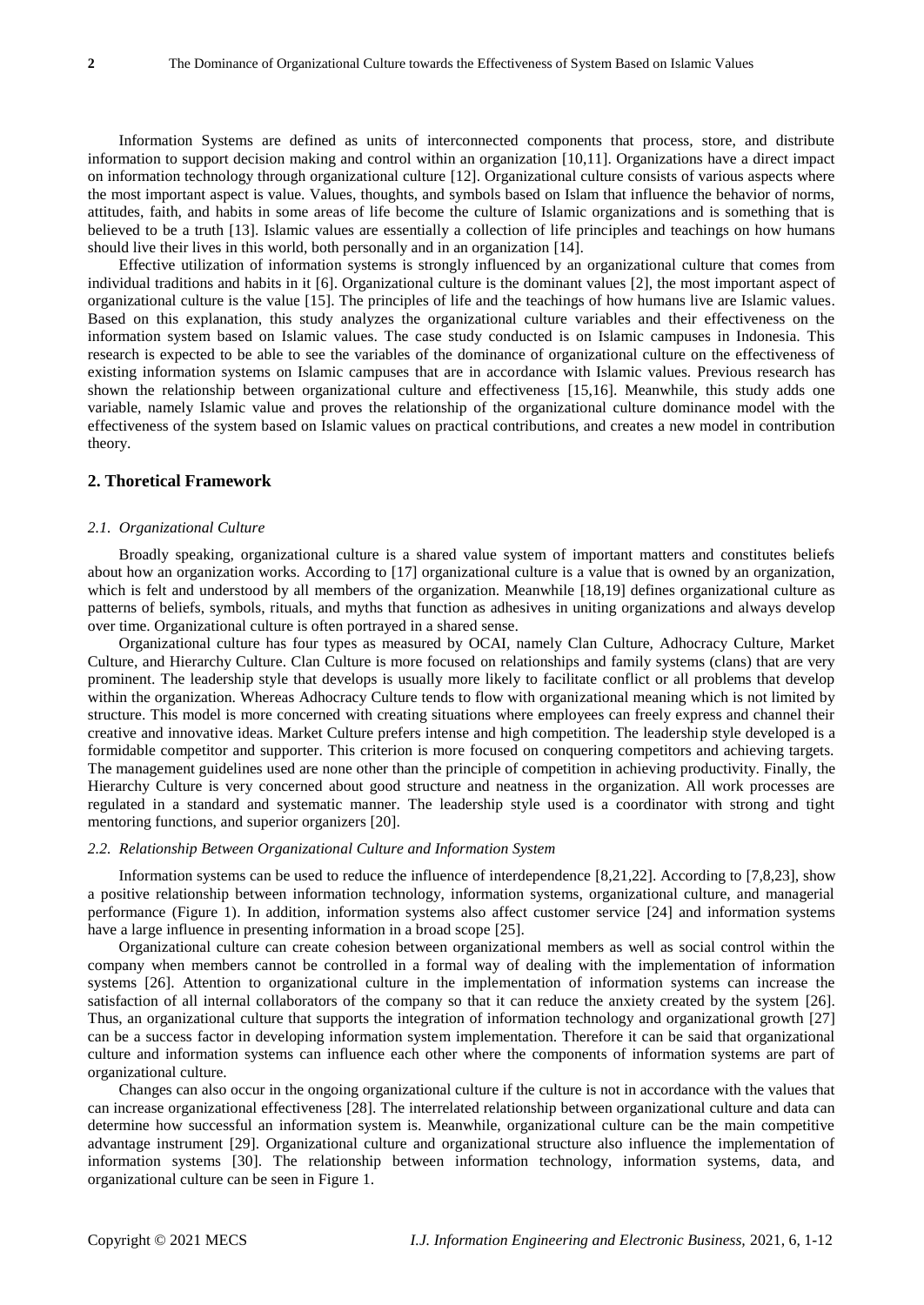Information Systems are defined as units of interconnected components that process, store, and distribute information to support decision making and control within an organization [10,11]. Organizations have a direct impact on information technology through organizational culture [12]. Organizational culture consists of various aspects where the most important aspect is value. Values, thoughts, and symbols based on Islam that influence the behavior of norms, attitudes, faith, and habits in some areas of life become the culture of Islamic organizations and is something that is believed to be a truth [13]. Islamic values are essentially a collection of life principles and teachings on how humans should live their lives in this world, both personally and in an organization [14].

Effective utilization of information systems is strongly influenced by an organizational culture that comes from individual traditions and habits in it [6]. Organizational culture is the dominant values [2], the most important aspect of organizational culture is the value [15]. The principles of life and the teachings of how humans live are Islamic values. Based on this explanation, this study analyzes the organizational culture variables and their effectiveness on the information system based on Islamic values. The case study conducted is on Islamic campuses in Indonesia. This research is expected to be able to see the variables of the dominance of organizational culture on the effectiveness of existing information systems on Islamic campuses that are in accordance with Islamic values. Previous research has shown the relationship between organizational culture and effectiveness [15,16]. Meanwhile, this study adds one variable, namely Islamic value and proves the relationship of the organizational culture dominance model with the effectiveness of the system based on Islamic values on practical contributions, and creates a new model in contribution theory.

## 2. Thoretical Framework

### *2.1. Organizational Culture*

Broadly speaking, organizational culture is a shared value system of important matters and constitutes beliefs about how an organization works. According to [17] organizational culture is a value that is owned by an organization, which is felt and understood by all members of the organization. Meanwhile [18,19] defines organizational culture as patterns of beliefs, symbols, rituals, and myths that function as adhesives in uniting organizations and always develop over time. Organizational culture is often portrayed in a shared sense.

Organizational culture has four types as measured by OCAI, namely Clan Culture, Adhocracy Culture, Market Culture, and Hierarchy Culture. Clan Culture is more focused on relationships and family systems (clans) that are very prominent. The leadership style that develops is usually more likely to facilitate conflict or all problems that develop within the organization. Whereas Adhocracy Culture tends to flow with organizational meaning which is not limited by structure. This model is more concerned with creating situations where employees can freely express and channel their creative and innovative ideas. Market Culture prefers intense and high competition. The leadership style developed is a formidable competitor and supporter. This criterion is more focused on conquering competitors and achieving targets. The management guidelines used are none other than the principle of competition in achieving productivity. Finally, the Hierarchy Culture is very concerned about good structure and neatness in the organization. All work processes are regulated in a standard and systematic manner. The leadership style used is a coordinator with strong and tight mentoring functions, and superior organizers [20].

### *2.2. Relationship Between Organizational Culture and Information System*

Information systems can be used to reduce the influence of interdependence [8,21,22]. According to [7,8,23], show a positive relationship between information technology, information systems, organizational culture, and managerial performance (Figure 1). In addition, information systems also affect customer service [24] and information systems have a large influence in presenting information in a broad scope [25].

Organizational culture can create cohesion between organizational members as well as social control within the company when members cannot be controlled in a formal way of dealing with the implementation of information systems [26]. Attention to organizational culture in the implementation of information systems can increase the satisfaction of all internal collaborators of the company so that it can reduce the anxiety created by the system [26]. Thus, an organizational culture that supports the integration of information technology and organizational growth [27] can be a success factor in developing information system implementation. Therefore it can be said that organizational culture and information systems can influence each other where the components of information systems are part of organizational culture.

Changes can also occur in the ongoing organizational culture if the culture is not in accordance with the values that can increase organizational effectiveness [28]. The interrelated relationship between organizational culture and data can determine how successful an information system is. Meanwhile, organizational culture can be the main competitive advantage instrument [29]. Organizational culture and organizational structure also influence the implementation of information systems [30]. The relationship between information technology, information systems, data, and organizational culture can be seen in Figure 1.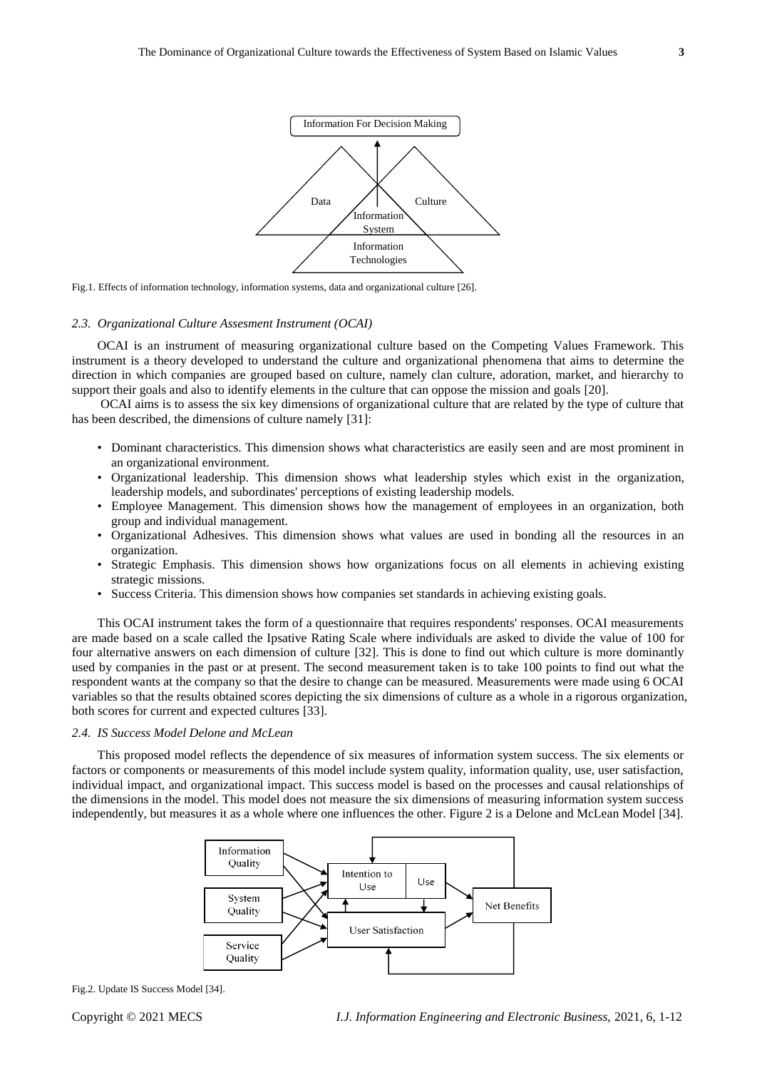Fig.1. Effects of information technology, information systems, data and organizational culture [26].

### 2.3. Organizational Culture Assesment Instrument (OCAI)

OCAI is an instrument of measuring organizational culture based on the Competing Values Framework. This instrument is a theory developed to understand the culture and organizational phenomena that aims to determine the direction in which companies are grouped based on culture, namely clan culture, adoration, market, and hierarchy to support their goals and also to identify elements in the culture that can oppose the mission and goals [20].

OCAI aims is to assess the six key dimensions of organizational culture that are related by the type of culture that has been described, the dimensions of culture namely [31]:

- Dominant characteristics. This dimension shows what characteristics are easily seen and are most prominent in an organizational environment.
- Organizational leadership. This dimension shows what leadership styles which exist in the organization, leadership models, and subordinates' perceptions of existing leadership models.
- Employee Management. This dimension shows how the management of employees in an organization, both group and individual management.
- Organizational Adhesives. This dimension shows what values are used in bonding all the resources in an organization.
- Strategic Emphasis. This dimension shows how organizations focus on all elements in achieving existing strategic missions.
- Success Criteria. This dimension shows how companies set standards in achieving existing goals.

This OCAI instrument takes the form of a questionnaire that requires respondents' responses. OCAI measurements are made based on a scale called the Ipsative Rating Scale where individuals are asked to divide the value of 100 for four alternative answers on each dimension of culture [32]. This is done to find out which culture is more dominantly used by companies in the past or at present. The second measurement taken is to take 100 points to find out what the respondent wants at the company so that the desire to change can be measured. Measurements were made using 6 OCAI variables so that the results obtained scores depicting the six dimensions of culture as a whole in a rigorous organization, both scores for current and expected cultures [33].

### 2.4. IS Success Model Delone and McLean

This proposed model reflects the dependence of six measures of information system success. The six elements or factors or components or measurements of this model include system quality, information quality, use, user satisfaction, individual impact, and organizational impact. This success model is based on the processes and causal relationships of the dimensions in the model. This model does not measure the six dimensions of measuring information system success independently, but measures it as a whole where one influences the other. Figure 2 is a Delone and McLean Model [34].

Fig.2. Update IS Success Model [34].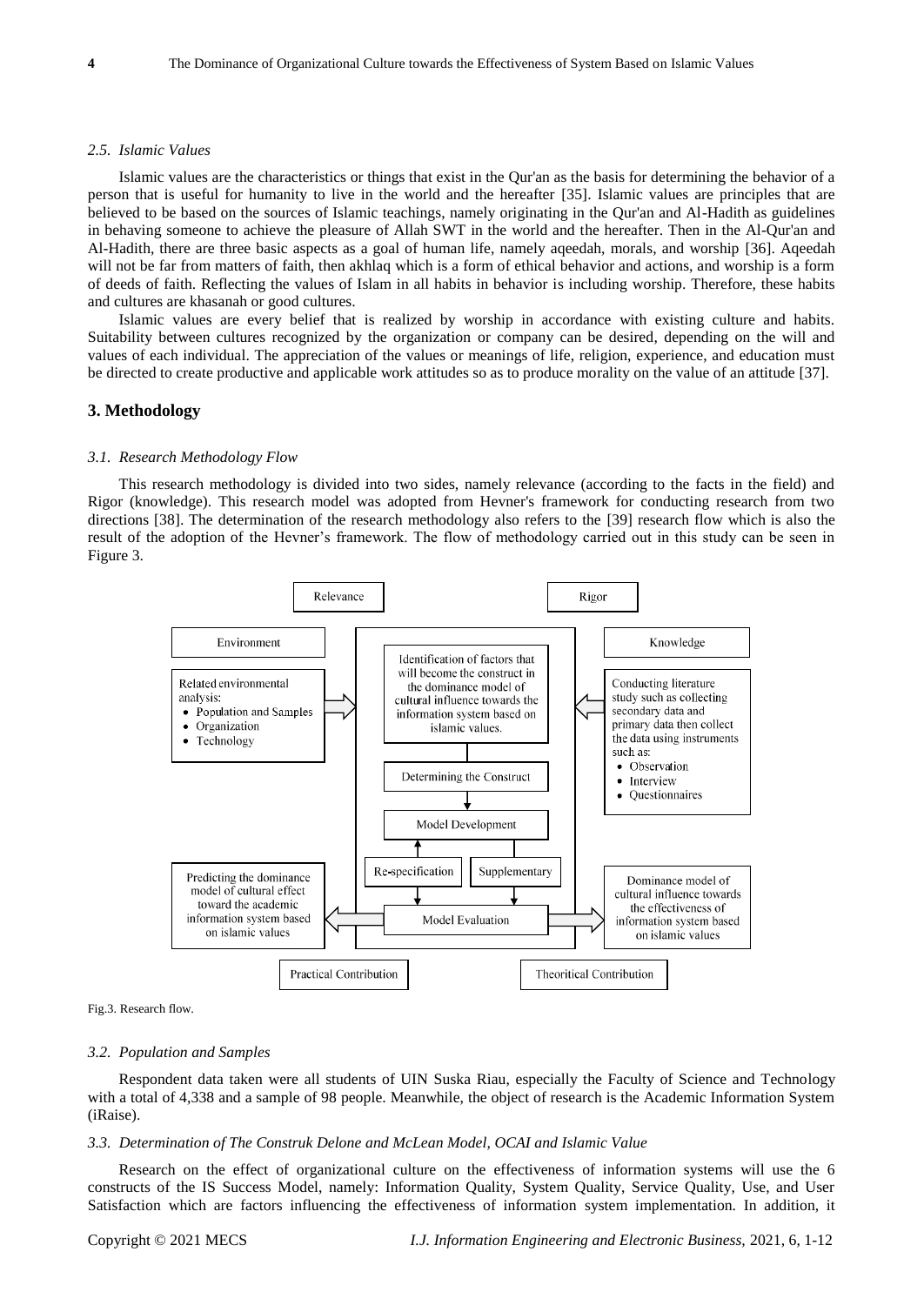#### *2.5. Islamic Values*

Islamic values are the characteristics or things that exist in the Qur'an as the basis for determining the behavior of a person that is useful for humanity to live in the world and the hereafter [35]. Islamic values are principles that are believed to be based on the sources of Islamic teachings, namely originating in the Qur'an and Al-Hadith as guidelines in behaving someone to achieve the pleasure of Allah SWT in the world and the hereafter. Then in the Al-Qur'an and Al-Hadith, there are three basic aspects as a goal of human life, namely aqeedah, morals, and worship [36]. Aqeedah will not be far from matters of faith, then akhlaq which is a form of ethical behavior and actions, and worship is a form of deeds of faith. Reflecting the values of Islam in all habits in behavior is including worship. Therefore, these habits and cultures are khasanah or good cultures.

Islamic values are every belief that is realized by worship in accordance with existing culture and habits. Suitability between cultures recognized by the organization or company can be desired, depending on the will and values of each individual. The appreciation of the values or meanings of life, religion, experience, and education must be directed to create productive and applicable work attitudes so as to produce morality on the value of an attitude [37].

## 3. Methodology

#### *3.1. Research Methodology Flow*

This research methodology is divided into two sides, namely relevance (according to the facts in the field) and Rigor (knowledge). This research model was adopted from Hevner's framework for conducting research from two directions [38]. The determination of the research methodology also refers to the [39] research flow which is also the result of the adoption of the Hevner's framework. The flow of methodology carried out in this study can be seen in Figure 3.

Relevance | Rigor

Environment | Knowledge

Related environmental analysis:
- Population and Samples
- Organization
- Technology

Identification of factors that will become the construct in the dominance model of cultural influence towards the information system based on islamic values.

Determining the Construct

Model Development

Re-specification | Supplementary

Model Evaluation

Conducting literature study such as collecting secondary data and primary data then collect the data using instruments such as:
- Observation
- Interview
- Questionnaires

Predicting the dominance model of cultural effect toward the academic information system based on islamic values

Dominance model of cultural influence towards the effectiveness of information system based on islamic values

Practical Contribution | Theoritical Contribution

Fig.3. Research flow.

#### *3.2. Population and Samples*

Respondent data taken were all students of UIN Suska Riau, especially the Faculty of Science and Technology with a total of 4,338 and a sample of 98 people. Meanwhile, the object of research is the Academic Information System (iRaise).

#### *3.3. Determination of The Construk Delone and McLean Model, OCAI and Islamic Value*

Research on the effect of organizational culture on the effectiveness of information systems will use the 6 constructs of the IS Success Model, namely: Information Quality, System Quality, Service Quality, Use, and User Satisfaction which are factors influencing the effectiveness of information system implementation. In addition, it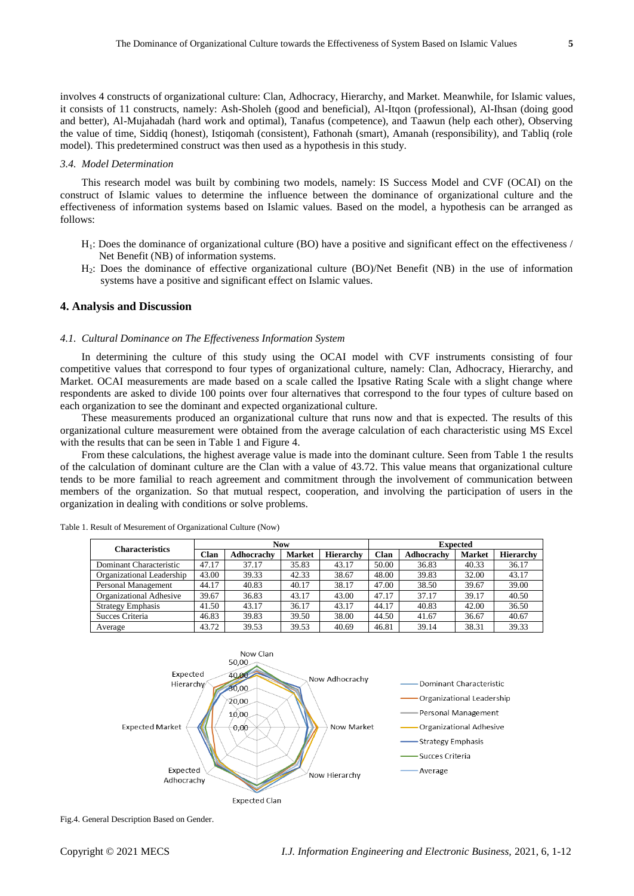involves 4 constructs of organizational culture: Clan, Adhocracy, Hierarchy, and Market. Meanwhile, for Islamic values, it consists of 11 constructs, namely: Ash-Sholeh (good and beneficial), Al-Itqon (professional), Al-Ihsan (doing good and better), Al-Mujahadah (hard work and optimal), Tanafus (competence), and Taawun (help each other), Observing the value of time, Siddiq (honest), Istiqomah (consistent), Fathonah (smart), Amanah (responsibility), and Tabliq (role model). This predetermined construct was then used as a hypothesis in this study.

### *3.4. Model Determination*

This research model was built by combining two models, namely: IS Success Model and CVF (OCAI) on the construct of Islamic values to determine the influence between the dominance of organizational culture and the effectiveness of information systems based on Islamic values. Based on the model, a hypothesis can be arranged as follows:

- $H_1$: Does the dominance of organizational culture (BO) have a positive and significant effect on the effectiveness / Net Benefit (NB) of information systems.
- $H_2$: Does the dominance of effective organizational culture (BO)/Net Benefit (NB) in the use of information systems have a positive and significant effect on Islamic values.

## 4. Analysis and Discussion

### *4.1. Cultural Dominance on The Effectiveness Information System*

In determining the culture of this study using the OCAI model with CVF instruments consisting of four competitive values that correspond to four types of organizational culture, namely: Clan, Adhocracy, Hierarchy, and Market. OCAI measurements are made based on a scale called the Ipsative Rating Scale with a slight change where respondents are asked to divide 100 points over four alternatives that correspond to the four types of culture based on each organization to see the dominant and expected organizational culture.

These measurements produced an organizational culture that runs now and that is expected. The results of this organizational culture measurement were obtained from the average calculation of each characteristic using MS Excel with the results that can be seen in Table 1 and Figure 4.

From these calculations, the highest average value is made into the dominant culture. Seen from Table 1 the results of the calculation of dominant culture are the Clan with a value of 43.72. This value means that organizational culture tends to be more familial to reach agreement and commitment through the involvement of communication between members of the organization. So that mutual respect, cooperation, and involving the participation of users in the organization in dealing with conditions or solve problems.

Table 1. Result of Mesurement of Organizational Culture (Now)

| Characteristics | Now | | | | Expected | | | |
|---|---|---|---|---|---|---|---|---|
| | Clan | Adhocracy | Market | Hierarchy | Clan | Adhocracy | Market | Hierarchy |
| Dominant Characteristic | 47.17 | 37.17 | 35.83 | 43.17 | 50.00 | 36.83 | 40.33 | 36.17 |
| Organizational Leadership | 43.00 | 39.33 | 42.33 | 38.67 | 48.00 | 39.83 | 32.00 | 43.17 |
| Personal Management | 44.17 | 40.83 | 40.17 | 38.17 | 47.00 | 38.50 | 39.67 | 39.00 |
| Organizational Adhesive | 39.67 | 36.83 | 43.17 | 43.00 | 47.17 | 37.17 | 39.17 | 40.50 |
| Strategy Emphasis | 41.50 | 43.17 | 36.17 | 43.17 | 44.17 | 40.83 | 42.00 | 36.50 |
| Succes Criteria | 46.83 | 39.83 | 39.50 | 38.00 | 44.50 | 41.67 | 36.67 | 40.67 |
| Average | 43.72 | 39.53 | 39.53 | 40.69 | 46.81 | 39.14 | 38.31 | 39.33 |

Fig.4. General Description Based on Gender.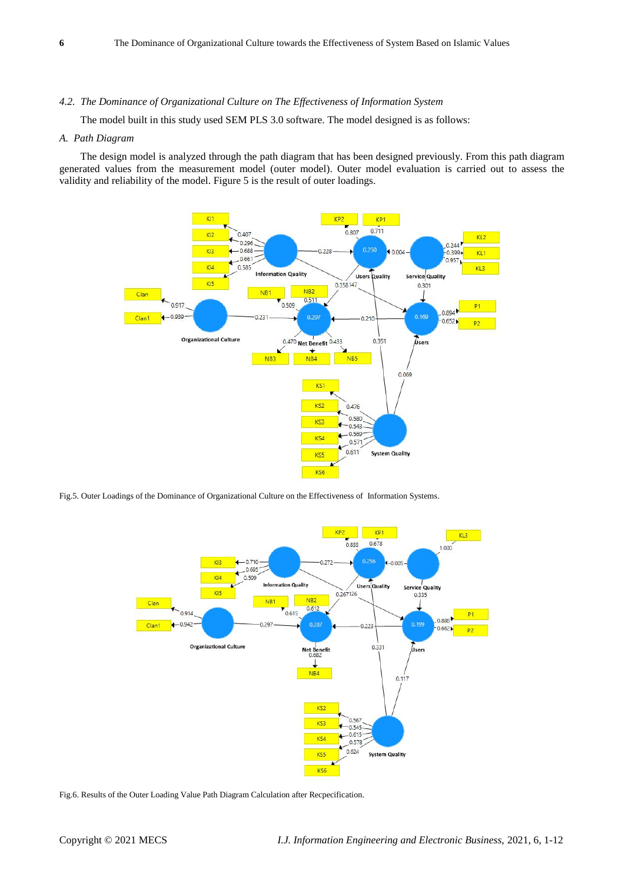### *4.2. The Dominance of Organizational Culture on The Effectiveness of Information System*

The model built in this study used SEM PLS 3.0 software. The model designed is as follows:

#### *A. Path Diagram*

The design model is analyzed through the path diagram that has been designed previously. From this path diagram generated values from the measurement model (outer model). Outer model evaluation is carried out to assess the validity and reliability of the model. Figure 5 is the result of outer loadings.

Fig.5. Outer Loadings of the Dominance of Organizational Culture on the Effectiveness of Information Systems.

Fig.6. Results of the Outer Loading Value Path Diagram Calculation after Recpecification.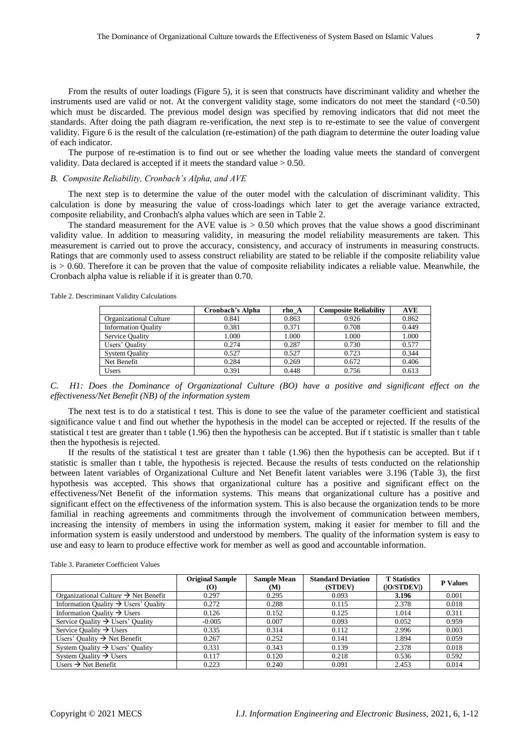From the results of outer loadings (Figure 5), it is seen that constructs have discriminant validity and whether the instruments used are valid or not. At the convergent validity stage, some indicators do not meet the standard (<0.50) which must be discarded. The previous model design was specified by removing indicators that did not meet the standards. After doing the path diagram re-verification, the next step is to re-estimate to see the value of convergent validity. Figure 6 is the result of the calculation (re-estimation) of the path diagram to determine the outer loading value of each indicator.

The purpose of re-estimation is to find out or see whether the loading value meets the standard of convergent validity. Data declared is accepted if it meets the standard value > 0.50.

### *B. Composite Reliability, Cronbach's Alpha, and AVE*

The next step is to determine the value of the outer model with the calculation of discriminant validity. This calculation is done by measuring the value of cross-loadings which later to get the average variance extracted, composite reliability, and Cronbach's alpha values which are seen in Table 2.

The standard measurement for the AVE value is > 0.50 which proves that the value shows a good discriminant validity value. In addition to measuring validity, in measuring the model reliability measurements are taken. This measurement is carried out to prove the accuracy, consistency, and accuracy of instruments in measuring constructs. Ratings that are commonly used to assess construct reliability are stated to be reliable if the composite reliability value is > 0.60. Therefore it can be proven that the value of composite reliability indicates a reliable value. Meanwhile, the Cronbach alpha value is reliable if it is greater than 0.70.

Table 2. Descriminant Validity Calculations

| | Cronbach's Alpha | rho_A | Composite Reliability | AVE |
|---|---|---|---|---|
| Organizational Culture | 0.841 | 0.863 | 0.926 | 0.862 |
| Information Quality | 0.381 | 0.371 | 0.708 | 0.449 |
| Service Quality | 1.000 | 1.000 | 1.000 | 1.000 |
| Users' Quality | 0.274 | 0.287 | 0.730 | 0.577 |
| System Quality | 0.527 | 0.527 | 0.723 | 0.344 |
| Net Benefit | 0.284 | 0.269 | 0.672 | 0.406 |
| Users | 0.391 | 0.448 | 0.756 | 0.613 |

### *C. H1: Does the Dominance of Organizational Culture (BO) have a positive and significant effect on the effectiveness/Net Benefit (NB) of the information system*

The next test is to do a statistical t test. This is done to see the value of the parameter coefficient and statistical significance value t and find out whether the hypothesis in the model can be accepted or rejected. If the results of the statistical t test are greater than t table (1.96) then the hypothesis can be accepted. But if t statistic is smaller than t table then the hypothesis is rejected.

If the results of the statistical t test are greater than t table (1.96) then the hypothesis can be accepted. But if t statistic is smaller than t table, the hypothesis is rejected. Because the results of tests conducted on the relationship between latent variables of Organizational Culture and Net Benefit latent variables were 3.196 (Table 3), the first hypothesis was accepted. This shows that organizational culture has a positive and significant effect on the effectiveness/Net Benefit of the information systems. This means that organizational culture has a positive and significant effect on the effectiveness of the information system. This is also because the organization tends to be more familial in reaching agreements and commitments through the involvement of communication between members, increasing the intensity of members in using the information system, making it easier for member to fill and the information system is easily understood and understood by members. The quality of the information system is easy to use and easy to learn to produce effective work for member as well as good and accountable information.

Table 3. Parameter Coefficient Values

| | Original Sample (O) | Sample Mean (M) | Standard Deviation (STDEV) | T Statistics (\|O/STDEV\|) | P Values |
|---|---|---|---|---|---|
| Organizational Culture → Net Benefit | 0.297 | 0.295 | 0.093 | **3.196** | 0.001 |
| Information Quality → Users' Quality | 0.272 | 0.288 | 0.115 | 2.378 | 0.018 |
| Information Quality → Users | 0.126 | 0.152 | 0.125 | 1.014 | 0.311 |
| Service Quality → Users' Quality | -0.005 | 0.007 | 0.093 | 0.052 | 0.959 |
| Service Quality → Users | 0.335 | 0.314 | 0.112 | 2.996 | 0.003 |
| Users' Quality → Net Benefit | 0.267 | 0.252 | 0.141 | 1.894 | 0.059 |
| System Quality → Users' Quality | 0.331 | 0.343 | 0.139 | 2.378 | 0.018 |
| System Quality → Users | 0.117 | 0.120 | 0.218 | 0.536 | 0.592 |
| Users → Net Benefit | 0.223 | 0.240 | 0.091 | 2.453 | 0.014 |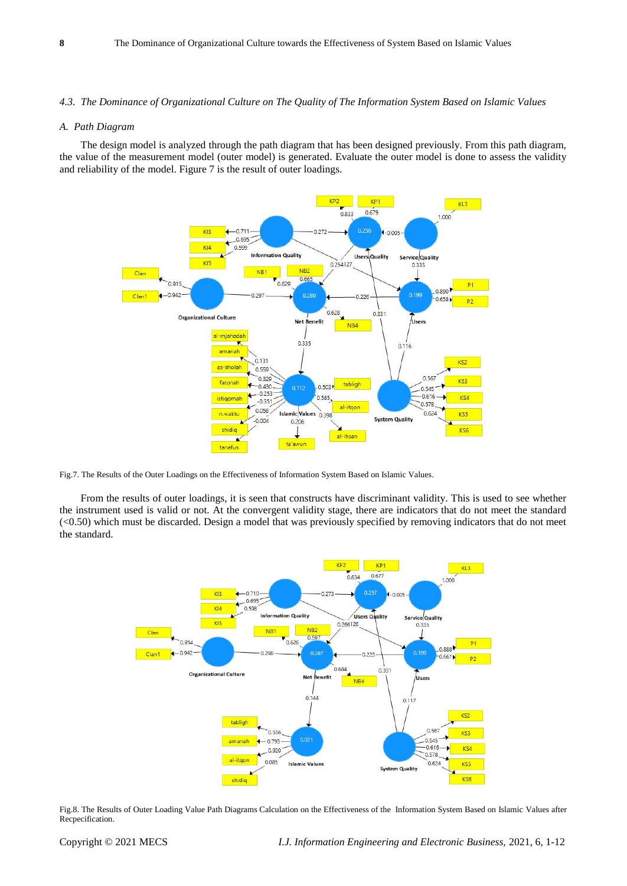### 4.3. The Dominance of Organizational Culture on The Quality of The Information System Based on Islamic Values

#### A. Path Diagram

The design model is analyzed through the path diagram that has been designed previously. From this path diagram, the value of the measurement model (outer model) is generated. Evaluate the outer model is done to assess the validity and reliability of the model. Figure 7 is the result of outer loadings.

Fig.7. The Results of the Outer Loadings on the Effectiveness of Information System Based on Islamic Values.

From the results of outer loadings, it is seen that constructs have discriminant validity. This is used to see whether the instrument used is valid or not. At the convergent validity stage, there are indicators that do not meet the standard (<0.50) which must be discarded. Design a model that was previously specified by removing indicators that do not meet the standard.

Fig.8. The Results of Outer Loading Value Path Diagrams Calculation on the Effectiveness of the Information System Based on Islamic Values after Recpecification.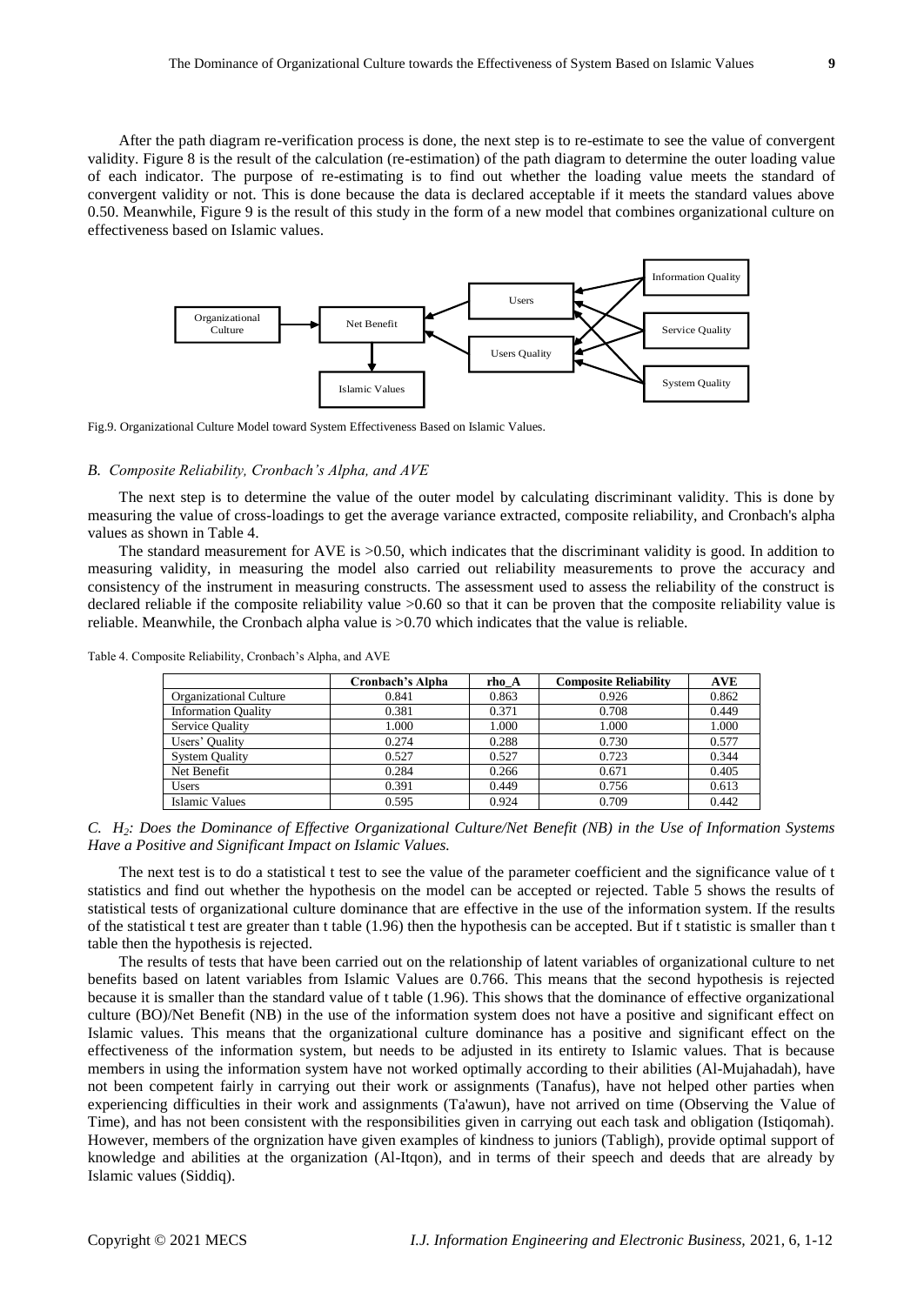After the path diagram re-verification process is done, the next step is to re-estimate to see the value of convergent validity. Figure 8 is the result of the calculation (re-estimation) of the path diagram to determine the outer loading value of each indicator. The purpose of re-estimating is to find out whether the loading value meets the standard of convergent validity or not. This is done because the data is declared acceptable if it meets the standard values above 0.50. Meanwhile, Figure 9 is the result of this study in the form of a new model that combines organizational culture on effectiveness based on Islamic values.

Fig.9. Organizational Culture Model toward System Effectiveness Based on Islamic Values.

### *B. Composite Reliability, Cronbach's Alpha, and AVE*

The next step is to determine the value of the outer model by calculating discriminant validity. This is done by measuring the value of cross-loadings to get the average variance extracted, composite reliability, and Cronbach's alpha values as shown in Table 4.

The standard measurement for AVE is >0.50, which indicates that the discriminant validity is good. In addition to measuring validity, in measuring the model also carried out reliability measurements to prove the accuracy and consistency of the instrument in measuring constructs. The assessment used to assess the reliability of the construct is declared reliable if the composite reliability value >0.60 so that it can be proven that the composite reliability value is reliable. Meanwhile, the Cronbach alpha value is >0.70 which indicates that the value is reliable.

Table 4. Composite Reliability, Cronbach's Alpha, and AVE

| | Cronbach's Alpha | rho_A | Composite Reliability | AVE |
|---|---|---|---|---|
| Organizational Culture | 0.841 | 0.863 | 0.926 | 0.862 |
| Information Quality | 0.381 | 0.371 | 0.708 | 0.449 |
| Service Quality | 1.000 | 1.000 | 1.000 | 1.000 |
| Users' Quality | 0.274 | 0.288 | 0.730 | 0.577 |
| System Quality | 0.527 | 0.527 | 0.723 | 0.344 |
| Net Benefit | 0.284 | 0.266 | 0.671 | 0.405 |
| Users | 0.391 | 0.449 | 0.756 | 0.613 |
| Islamic Values | 0.595 | 0.924 | 0.709 | 0.442 |

### *C. $H_2$: Does the Dominance of Effective Organizational Culture/Net Benefit (NB) in the Use of Information Systems Have a Positive and Significant Impact on Islamic Values.*

The next test is to do a statistical t test to see the value of the parameter coefficient and the significance value of t statistics and find out whether the hypothesis on the model can be accepted or rejected. Table 5 shows the results of statistical tests of organizational culture dominance that are effective in the use of the information system. If the results of the statistical t test are greater than t table (1.96) then the hypothesis can be accepted. But if t statistic is smaller than t table then the hypothesis is rejected.

The results of tests that have been carried out on the relationship of latent variables of organizational culture to net benefits based on latent variables from Islamic Values are 0.766. This means that the second hypothesis is rejected because it is smaller than the standard value of t table (1.96). This shows that the dominance of effective organizational culture (BO)/Net Benefit (NB) in the use of the information system does not have a positive and significant effect on Islamic values. This means that the organizational culture dominance has a positive and significant effect on the effectiveness of the information system, but needs to be adjusted in its entirety to Islamic values. That is because members in using the information system have not worked optimally according to their abilities (Al-Mujahadah), have not been competent fairly in carrying out their work or assignments (Tanafus), have not helped other parties when experiencing difficulties in their work and assignments (Ta'awun), have not arrived on time (Observing the Value of Time), and has not been consistent with the responsibilities given in carrying out each task and obligation (Istiqomah). However, members of the orgnization have given examples of kindness to juniors (Tabligh), provide optimal support of knowledge and abilities at the organization (Al-Itqon), and in terms of their speech and deeds that are already by Islamic values (Siddiq).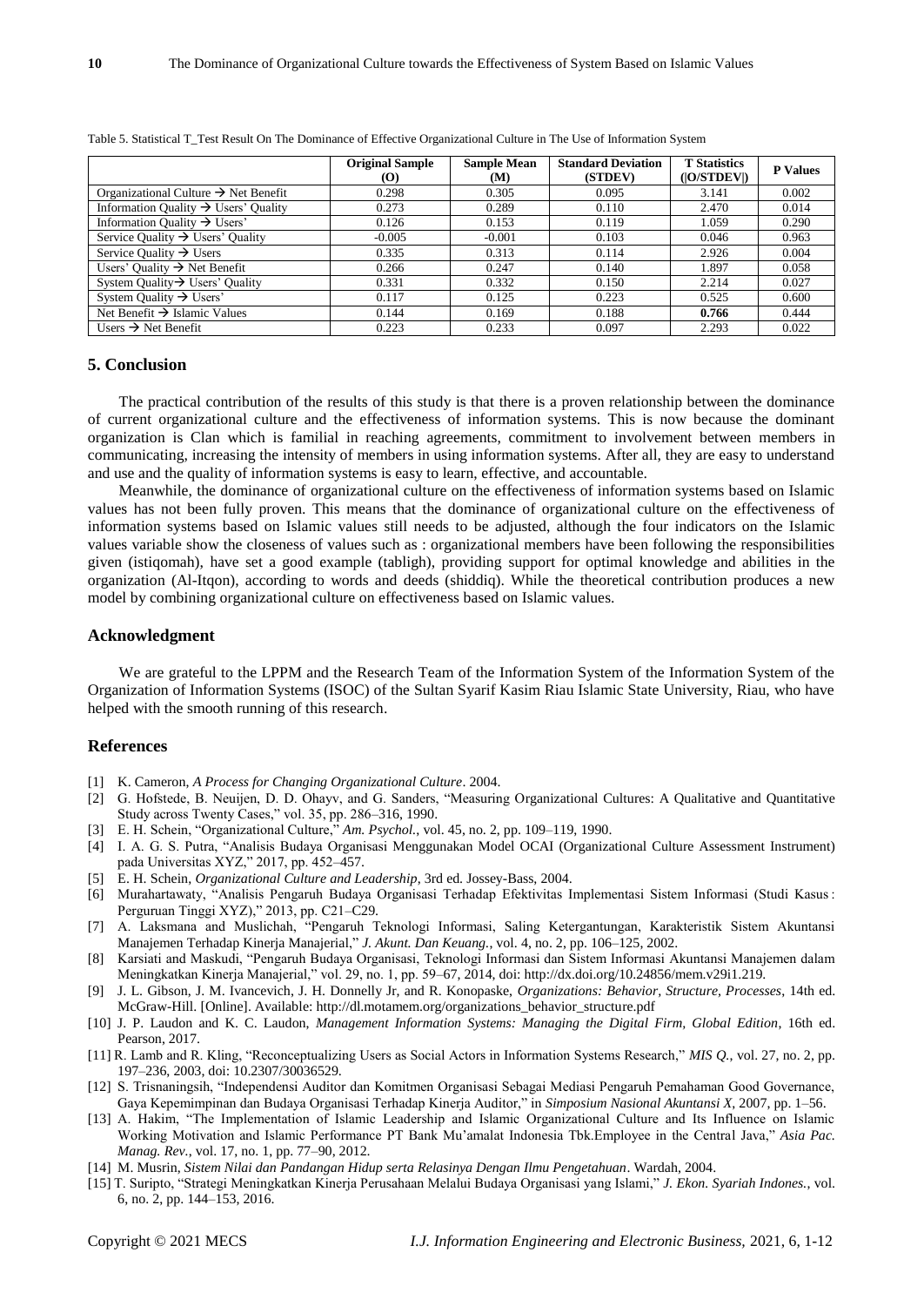Table 5. Statistical T_Test Result On The Dominance of Effective Organizational Culture in The Use of Information System

| | Original Sample (O) | Sample Mean (M) | Standard Deviation (STDEV) | T Statistics (\|O/STDEV\|) | P Values |
|---|---|---|---|---|---|
| Organizational Culture → Net Benefit | 0.298 | 0.305 | 0.095 | 3.141 | 0.002 |
| Information Quality → Users' Quality | 0.273 | 0.289 | 0.110 | 2.470 | 0.014 |
| Information Quality → Users' | 0.126 | 0.153 | 0.119 | 1.059 | 0.290 |
| Service Quality → Users' Quality | -0.005 | -0.001 | 0.103 | 0.046 | 0.963 |
| Service Quality → Users | 0.335 | 0.313 | 0.114 | 2.926 | 0.004 |
| Users' Quality → Net Benefit | 0.266 | 0.247 | 0.140 | 1.897 | 0.058 |
| System Quality→ Users' Quality | 0.331 | 0.332 | 0.150 | 2.214 | 0.027 |
| System Quality → Users' | 0.117 | 0.125 | 0.223 | 0.525 | 0.600 |
| Net Benefit → Islamic Values | 0.144 | 0.169 | 0.188 | **0.766** | 0.444 |
| Users → Net Benefit | 0.223 | 0.233 | 0.097 | 2.293 | 0.022 |

## 5. Conclusion

The practical contribution of the results of this study is that there is a proven relationship between the dominance of current organizational culture and the effectiveness of information systems. This is now because the dominant organization is Clan which is familial in reaching agreements, commitment to involvement between members in communicating, increasing the intensity of members in using information systems. After all, they are easy to understand and use and the quality of information systems is easy to learn, effective, and accountable.

Meanwhile, the dominance of organizational culture on the effectiveness of information systems based on Islamic values has not been fully proven. This means that the dominance of organizational culture on the effectiveness of information systems based on Islamic values still needs to be adjusted, although the four indicators on the Islamic values variable show the closeness of values such as : organizational members have been following the responsibilities given (istiqomah), have set a good example (tabligh), providing support for optimal knowledge and abilities in the organization (Al-Itqon), according to words and deeds (shiddiq). While the theoretical contribution produces a new model by combining organizational culture on effectiveness based on Islamic values.

## Acknowledgment

We are grateful to the LPPM and the Research Team of the Information System of the Information System of the Organization of Information Systems (ISOC) of the Sultan Syarif Kasim Riau Islamic State University, Riau, who have helped with the smooth running of this research.

## References

[1] K. Cameron, *A Process for Changing Organizational Culture*. 2004.

[2] G. Hofstede, B. Neuijen, D. D. Ohayv, and G. Sanders, "Measuring Organizational Cultures: A Qualitative and Quantitative Study across Twenty Cases," vol. 35, pp. 286–316, 1990.

[3] E. H. Schein, "Organizational Culture," *Am. Psychol.*, vol. 45, no. 2, pp. 109–119, 1990.

[4] I. A. G. S. Putra, "Analisis Budaya Organisasi Menggunakan Model OCAI (Organizational Culture Assessment Instrument) pada Universitas XYZ," 2017, pp. 452–457.

[5] E. H. Schein, *Organizational Culture and Leadership*, 3rd ed. Jossey-Bass, 2004.

[6] Murahartawaty, "Analisis Pengaruh Budaya Organisasi Terhadap Efektivitas Implementasi Sistem Informasi (Studi Kasus : Perguruan Tinggi XYZ)," 2013, pp. C21–C29.

[7] A. Laksmana and Muslichah, "Pengaruh Teknologi Informasi, Saling Ketergantungan, Karakteristik Sistem Akuntansi Manajemen Terhadap Kinerja Manajerial," *J. Akunt. Dan Keuang.*, vol. 4, no. 2, pp. 106–125, 2002.

[8] Karsiati and Maskudi, "Pengaruh Budaya Organisasi, Teknologi Informasi dan Sistem Informasi Akuntansi Manajemen dalam Meningkatkan Kinerja Manajerial," vol. 29, no. 1, pp. 59–67, 2014, doi: http://dx.doi.org/10.24856/mem.v29i1.219.

[9] J. L. Gibson, J. M. Ivancevich, J. H. Donnelly Jr, and R. Konopaske, *Organizations: Behavior, Structure, Processes*, 14th ed. McGraw-Hill. [Online]. Available: http://dl.motamem.org/organizations_behavior_structure.pdf

[10] J. P. Laudon and K. C. Laudon, *Management Information Systems: Managing the Digital Firm, Global Edition*, 16th ed. Pearson, 2017.

[11] R. Lamb and R. Kling, "Reconceptualizing Users as Social Actors in Information Systems Research," *MIS Q.*, vol. 27, no. 2, pp. 197–236, 2003, doi: 10.2307/30036529.

[12] S. Trisnaningsih, "Independensi Auditor dan Komitmen Organisasi Sebagai Mediasi Pengaruh Pemahaman Good Governance, Gaya Kepemimpinan dan Budaya Organisasi Terhadap Kinerja Auditor," in *Simposium Nasional Akuntansi X*, 2007, pp. 1–56.

[13] A. Hakim, "The Implementation of Islamic Leadership and Islamic Organizational Culture and Its Influence on Islamic Working Motivation and Islamic Performance PT Bank Mu'amalat Indonesia Tbk.Employee in the Central Java," *Asia Pac. Manag. Rev.*, vol. 17, no. 1, pp. 77–90, 2012.

[14] M. Musrin, *Sistem Nilai dan Pandangan Hidup serta Relasinya Dengan Ilmu Pengetahuan*. Wardah, 2004.

[15] T. Suripto, "Strategi Meningkatkan Kinerja Perusahaan Melalui Budaya Organisasi yang Islami," *J. Ekon. Syariah Indones.*, vol. 6, no. 2, pp. 144–153, 2016.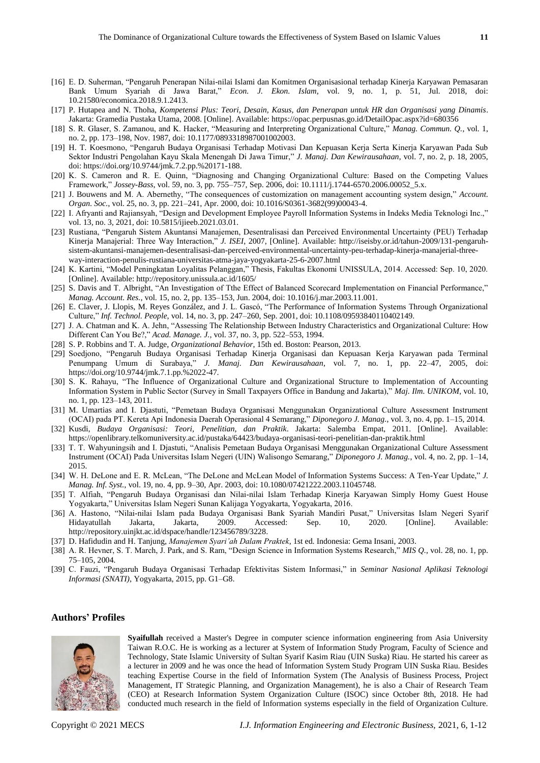[16] E. D. Suherman, "Pengaruh Penerapan Nilai-nilai Islami dan Komitmen Organisasional terhadap Kinerja Karyawan Pemasaran Bank Umum Syariah di Jawa Barat," *Econ. J. Ekon. Islam*, vol. 9, no. 1, p. 51, Jul. 2018, doi: 10.21580/economica.2018.9.1.2413.

[17] P. Hutapea and N. Thoha, *Kompetensi Plus: Teori, Desain, Kasus, dan Penerapan untuk HR dan Organisasi yang Dinamis*. Jakarta: Gramedia Pustaka Utama, 2008. [Online]. Available: https://opac.perpusnas.go.id/DetailOpac.aspx?id=680356

[18] S. R. Glaser, S. Zamanou, and K. Hacker, "Measuring and Interpreting Organizational Culture," *Manag. Commun. Q.*, vol. 1, no. 2, pp. 173–198, Nov. 1987, doi: 10.1177/0893318987001002003.

[19] H. T. Koesmono, "Pengaruh Budaya Organisasi Terhadap Motivasi Dan Kepuasan Kerja Serta Kinerja Karyawan Pada Sub Sektor Industri Pengolahan Kayu Skala Menengah Di Jawa Timur," *J. Manaj. Dan Kewirausahaan*, vol. 7, no. 2, p. 18, 2005, doi: https://doi.org/10.9744/jmk.7.2.pp.%20171-188.

[20] K. S. Cameron and R. E. Quinn, "Diagnosing and Changing Organizational Culture: Based on the Competing Values Framework," *Jossey-Bass*, vol. 59, no. 3, pp. 755–757, Sep. 2006, doi: 10.1111/j.1744-6570.2006.00052_5.x.

[21] J. Bouwens and M. A. Abernethy, "The consequences of customization on management accounting system design," *Account. Organ. Soc.*, vol. 25, no. 3, pp. 221–241, Apr. 2000, doi: 10.1016/S0361-3682(99)00043-4.

[22] I. Afryanti and Rajiansyah, "Design and Development Employee Payroll Information Systems in Indeks Media Teknologi Inc.," vol. 13, no. 3, 2021, doi: 10.5815/ijieeb.2021.03.01.

[23] Rustiana, "Pengaruh Sistem Akuntansi Manajemen, Desentralisasi dan Perceived Environmental Uncertainty (PEU) Terhadap Kinerja Manajerial: Three Way Interaction," *J. ISEI*, 2007, [Online]. Available: http://iseisby.or.id/tahun-2009/131-pengaruh-sistem-akuntansi-manajemen-desentralisasi-dan-perceived-environmental-uncertainty-peu-terhadap-kinerja-manajerial-three-way-interaction-penulis-rustiana-universitas-atma-jaya-yogyakarta-25-6-2007.html

[24] K. Kartini, "Model Peningkatan Loyalitas Pelanggan," Thesis, Fakultas Ekonomi UNISSULA, 2014. Accessed: Sep. 10, 2020. [Online]. Available: http://repository.unissula.ac.id/1605/

[25] S. Davis and T. Albright, "An Investigation of Tthe Effect of Balanced Scorecard Implementation on Financial Performance," *Manag. Account. Res.*, vol. 15, no. 2, pp. 135–153, Jun. 2004, doi: 10.1016/j.mar.2003.11.001.

[26] E. Claver, J. Llopis, M. Reyes González, and J. L. Gascó, "The Performance of Information Systems Through Organizational Culture," *Inf. Technol. People*, vol. 14, no. 3, pp. 247–260, Sep. 2001, doi: 10.1108/09593840110402149.

[27] J. A. Chatman and K. A. Jehn, "Assessing The Relationship Between Industry Characteristics and Organizational Culture: How Different Can You Be?," *Acad. Manage. J.*, vol. 37, no. 3, pp. 522–553, 1994.

[28] S. P. Robbins and T. A. Judge, *Organizational Behavior*, 15th ed. Boston: Pearson, 2013.

[29] Soedjono, "Pengaruh Budaya Organisasi Terhadap Kinerja Organisasi dan Kepuasan Kerja Karyawan pada Terminal Penumpang Umum di Surabaya," *J. Manaj. Dan Kewirausahaan*, vol. 7, no. 1, pp. 22–47, 2005, doi: https://doi.org/10.9744/jmk.7.1.pp.%2022-47.

[30] S. K. Rahayu, "The Influence of Organizational Culture and Organizational Structure to Implementation of Accounting Information System in Public Sector (Survey in Small Taxpayers Office in Bandung and Jakarta)," *Maj. Ilm. UNIKOM*, vol. 10, no. 1, pp. 123–143, 2011.

[31] M. Umartias and I. Djastuti, "Pemetaan Budaya Organisasi Menggunakan Organizational Culture Assessment Instrument (OCAI) pada PT. Kereta Api Indonesia Daerah Operasional 4 Semarang," *Diponegoro J. Manag.*, vol. 3, no. 4, pp. 1–15, 2014.

[32] Kusdi, *Budaya Organisasi: Teori, Penelitian, dan Praktik*. Jakarta: Salemba Empat, 2011. [Online]. Available: https://openlibrary.telkomuniversity.ac.id/pustaka/64423/budaya-organisasi-teori-penelitian-dan-praktik.html

[33] T. T. Wahyuningsih and I. Djastuti, "Analisis Pemetaan Budaya Organisasi Menggunakan Organizational Culture Assessment Instrument (OCAI) Pada Universitas Islam Negeri (UIN) Walisongo Semarang," *Diponegoro J. Manag.*, vol. 4, no. 2, pp. 1–14, 2015.

[34] W. H. DeLone and E. R. McLean, "The DeLone and McLean Model of Information Systems Success: A Ten-Year Update," *J. Manag. Inf. Syst.*, vol. 19, no. 4, pp. 9–30, Apr. 2003, doi: 10.1080/07421222.2003.11045748.

[35] T. Alfiah, "Pengaruh Budaya Organisasi dan Nilai-nilai Islam Terhadap Kinerja Karyawan Simply Homy Guest House Yogyakarta," Universitas Islam Negeri Sunan Kalijaga Yogyakarta, Yogyakarta, 2016.

[36] A. Hastono, "Nilai-nilai Islam pada Budaya Organisasi Bank Syariah Mandiri Pusat," Universitas Islam Negeri Syarif Hidayatullah Jakarta, Jakarta, 2009. Accessed: Sep. 10, 2020. [Online]. Available: http://repository.uinjkt.ac.id/dspace/handle/123456789/3228.

[37] D. Hafidudin and H. Tanjung, *Manajemen Syari'ah Dalam Praktek*, 1st ed. Indonesia: Gema Insani, 2003.

[38] A. R. Hevner, S. T. March, J. Park, and S. Ram, "Design Science in Information Systems Research," *MIS Q.*, vol. 28, no. 1, pp. 75–105, 2004.

[39] C. Fauzi, "Pengaruh Budaya Organisasi Terhadap Efektivitas Sistem Informasi," in *Seminar Nasional Aplikasi Teknologi Informasi (SNATI)*, Yogyakarta, 2015, pp. G1–G8.

## Authors' Profiles

**Syaifullah** received a Master's Degree in computer science information engineering from Asia University Taiwan R.O.C. He is working as a lecturer at System of Information Study Program, Faculty of Science and Technology, State Islamic University of Sultan Syarif Kasim Riau (UIN Suska) Riau. He started his career as a lecturer in 2009 and he was once the head of Information System Study Program UIN Suska Riau. Besides teaching Expertise Course in the field of Information System (The Analysis of Business Process, Project Management, IT Strategic Planning, and Organization Management), he is also a Chair of Research Team (CEO) at Research Information System Organization Culture (ISOC) since October 8th, 2018. He had conducted much research in the field of Information systems especially in the field of Organization Culture.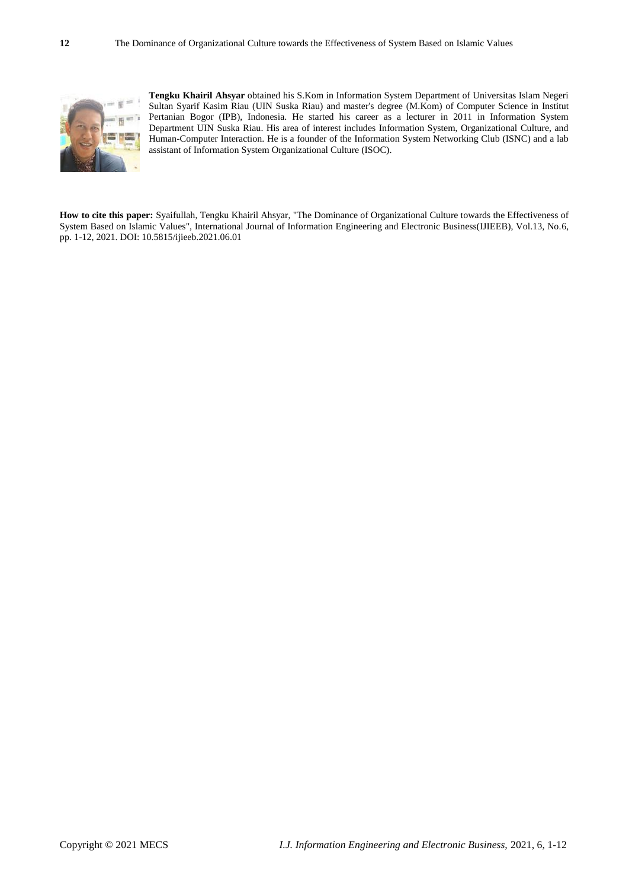**Tengku Khairil Ahsyar** obtained his S.Kom in Information System Department of Universitas Islam Negeri Sultan Syarif Kasim Riau (UIN Suska Riau) and master's degree (M.Kom) of Computer Science in Institut Pertanian Bogor (IPB), Indonesia. He started his career as a lecturer in 2011 in Information System Department UIN Suska Riau. His area of interest includes Information System, Organizational Culture, and Human-Computer Interaction. He is a founder of the Information System Networking Club (ISNC) and a lab assistant of Information System Organizational Culture (ISOC).

**How to cite this paper:** Syaifullah, Tengku Khairil Ahsyar, "The Dominance of Organizational Culture towards the Effectiveness of System Based on Islamic Values", International Journal of Information Engineering and Electronic Business(IJIEEB), Vol.13, No.6, pp. 1-12, 2021. DOI: 10.5815/ijieeb.2021.06.01